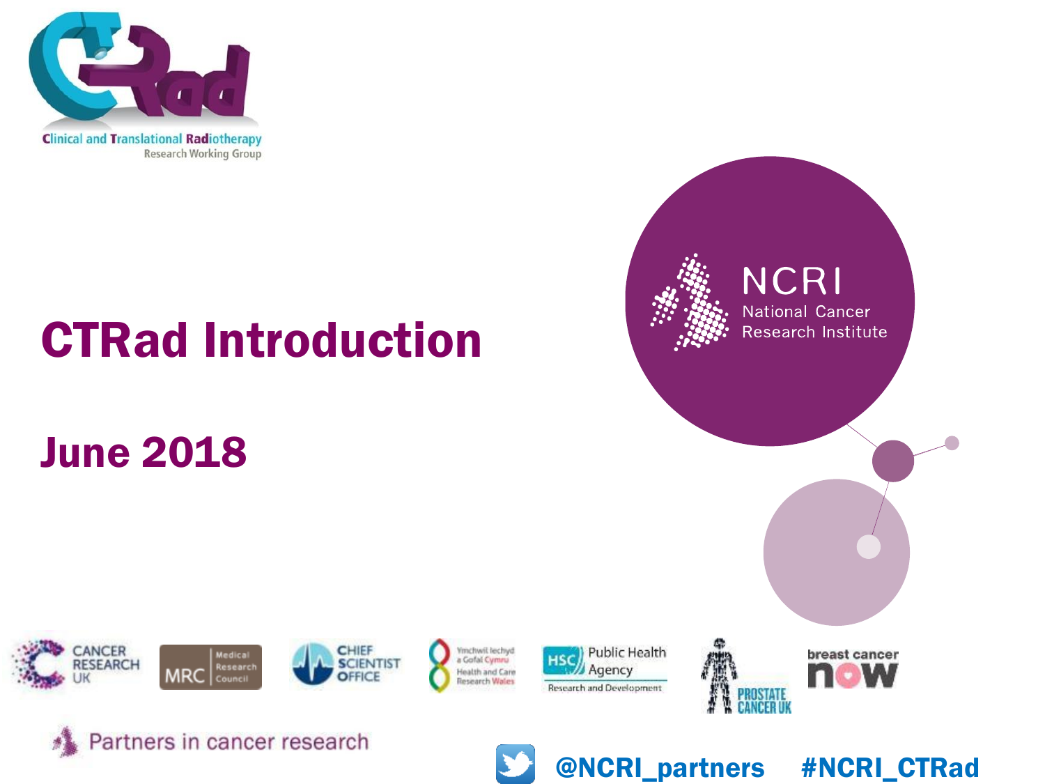Clinical and Translational Radiotherapy Research Working Group

# CTRad Introduction

## June 2018

NCRI National Cancer Research Institute

Partners in cancer research

@NCRI_partners #NCRI_CTRad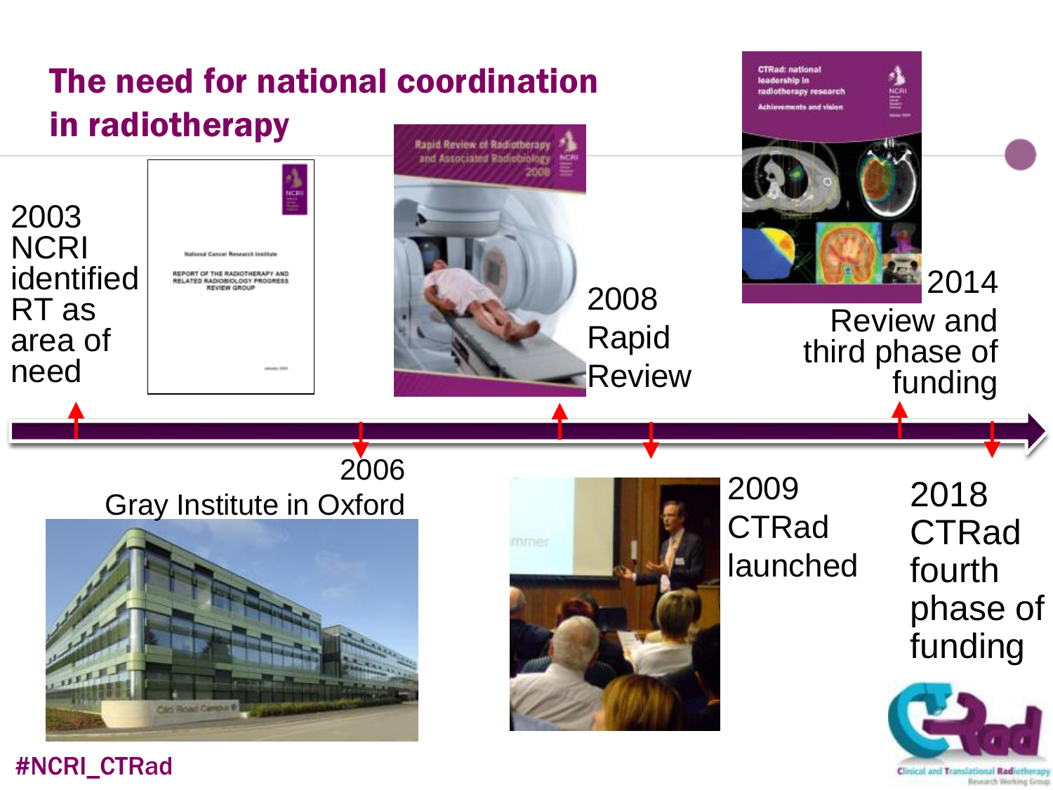# The need for national coordination in radiotherapy

2003 NCRI identified RT as area of need

2006 Gray Institute in Oxford

2008 Rapid Review

2009 CTRad launched

2014 Review and third phase of funding

2018 CTRad fourth phase of funding

#NCRI_CTRad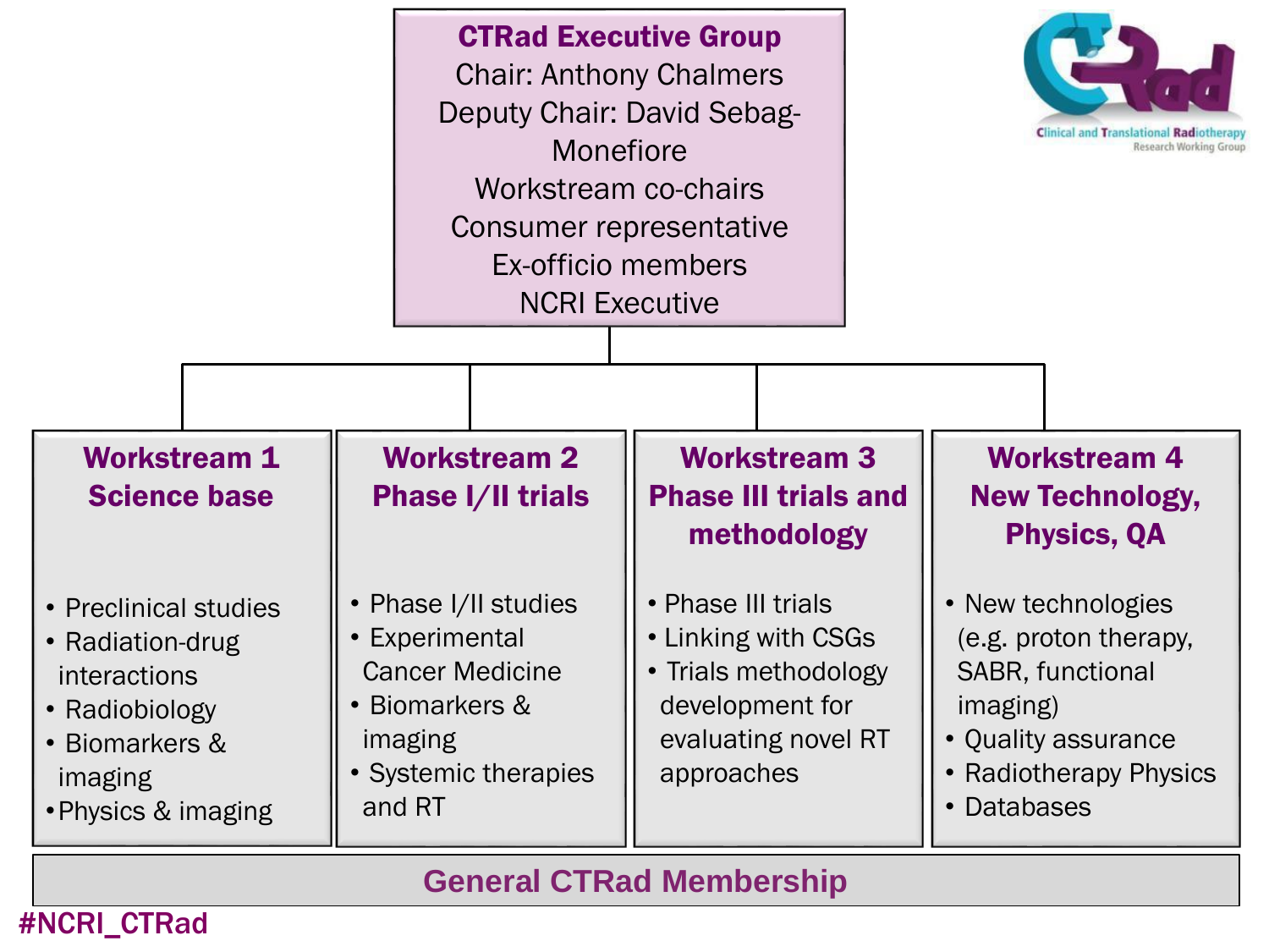## CTRad Executive Group

Chair: Anthony Chalmers
Deputy Chair: David Sebag-Monefiore
Workstream co-chairs
Consumer representative
Ex-officio members
NCRI Executive

### Workstream 1 Science base

- Preclinical studies
- Radiation-drug interactions
- Radiobiology
- Biomarkers & imaging
- Physics & imaging

### Workstream 2 Phase I/II trials

- Phase I/II studies
- Experimental Cancer Medicine
- Biomarkers & imaging
- Systemic therapies and RT

### Workstream 3 Phase III trials and methodology

- Phase III trials
- Linking with CSGs
- Trials methodology development for evaluating novel RT approaches

### Workstream 4 New Technology, Physics, QA

- New technologies (e.g. proton therapy, SABR, functional imaging)
- Quality assurance
- Radiotherapy Physics
- Databases

**General CTRad Membership**

CTRad Clinical and Translational Radiotherapy Research Working Group

#NCRI_CTRad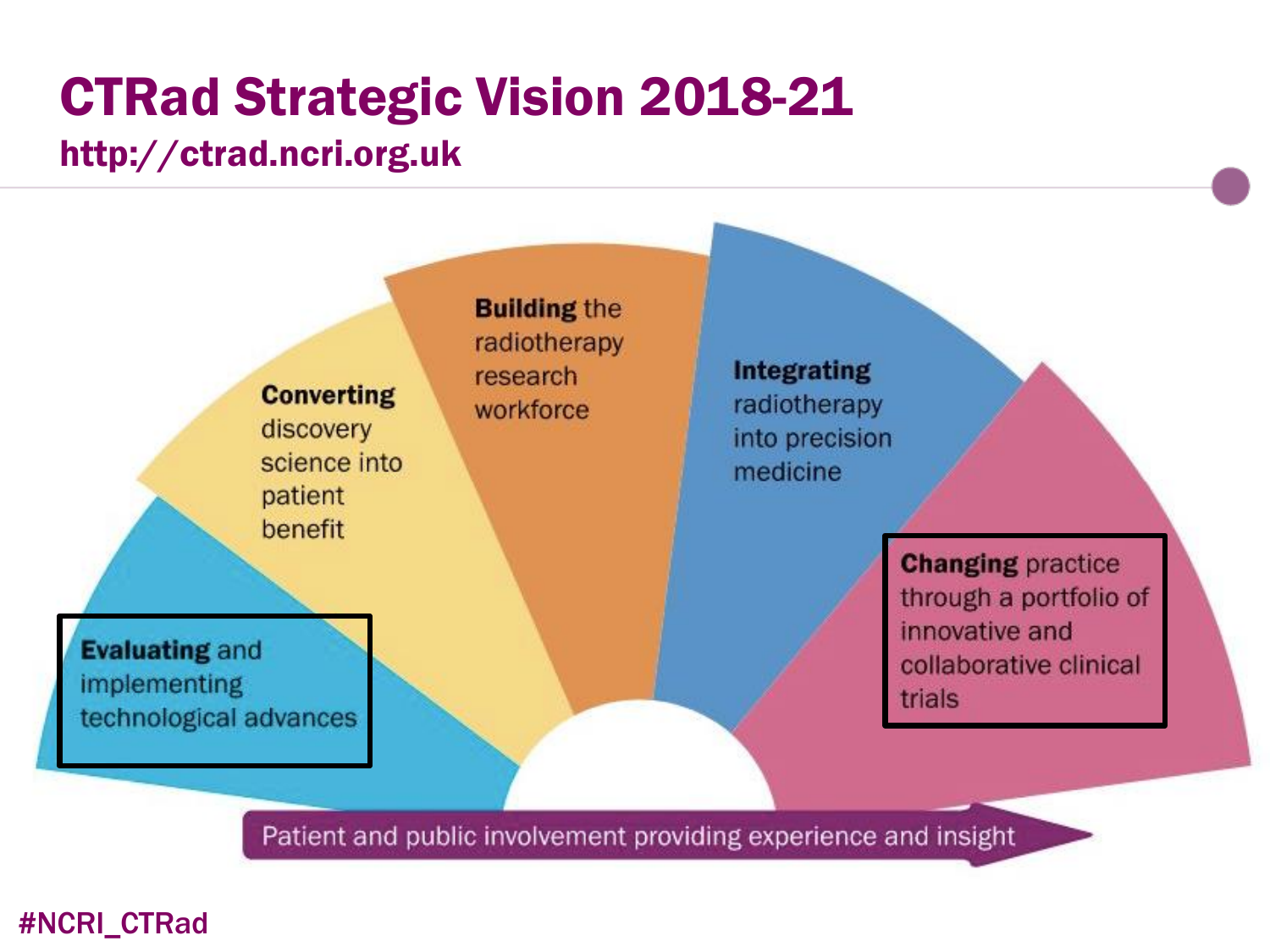# CTRad Strategic Vision 2018-21

**http://ctrad.ncri.org.uk**

**Evaluating** and implementing technological advances

**Converting** discovery science into patient benefit

**Building** the radiotherapy research workforce

**Integrating** radiotherapy into precision medicine

**Changing** practice through a portfolio of innovative and collaborative clinical trials

Patient and public involvement providing experience and insight

#NCRI_CTRad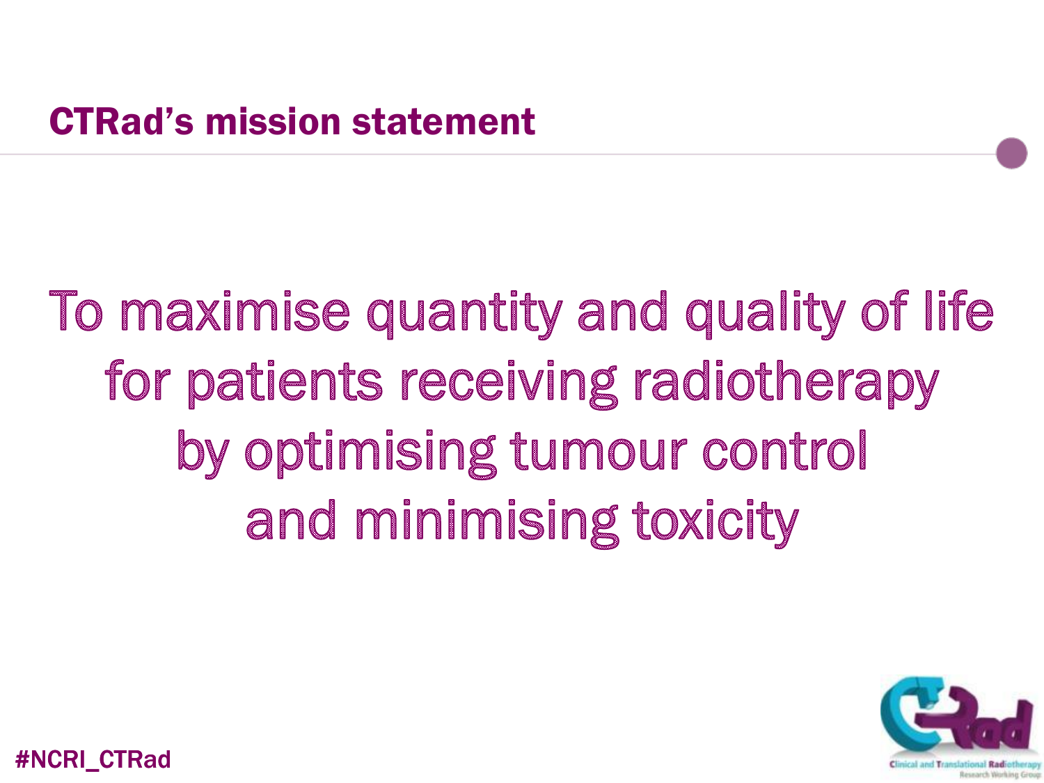## CTRad's mission statement

To maximise quantity and quality of life for patients receiving radiotherapy by optimising tumour control and minimising toxicity

#NCRI_CTRad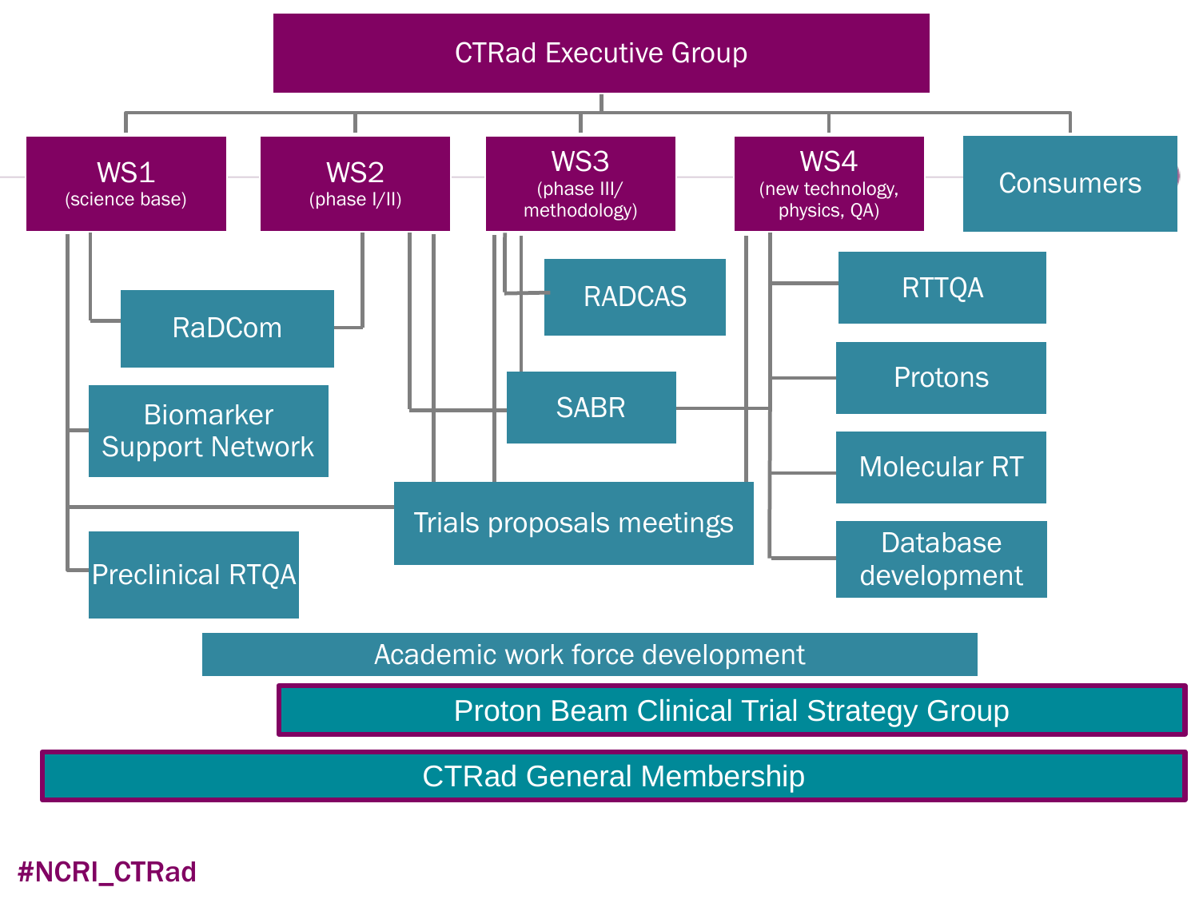# CTRad Executive Group

- **WS1** (science base)
- **WS2** (phase I/II)
- **WS3** (phase III/ methodology)
- **WS4** (new technology, physics, QA)
- **Consumers**

RaDCom

Biomarker Support Network

Preclinical RTQA

RADCAS

SABR

Trials proposals meetings

RTTQA

Protons

Molecular RT

Database development

Academic work force development

Proton Beam Clinical Trial Strategy Group

CTRad General Membership

#NCRI_CTRad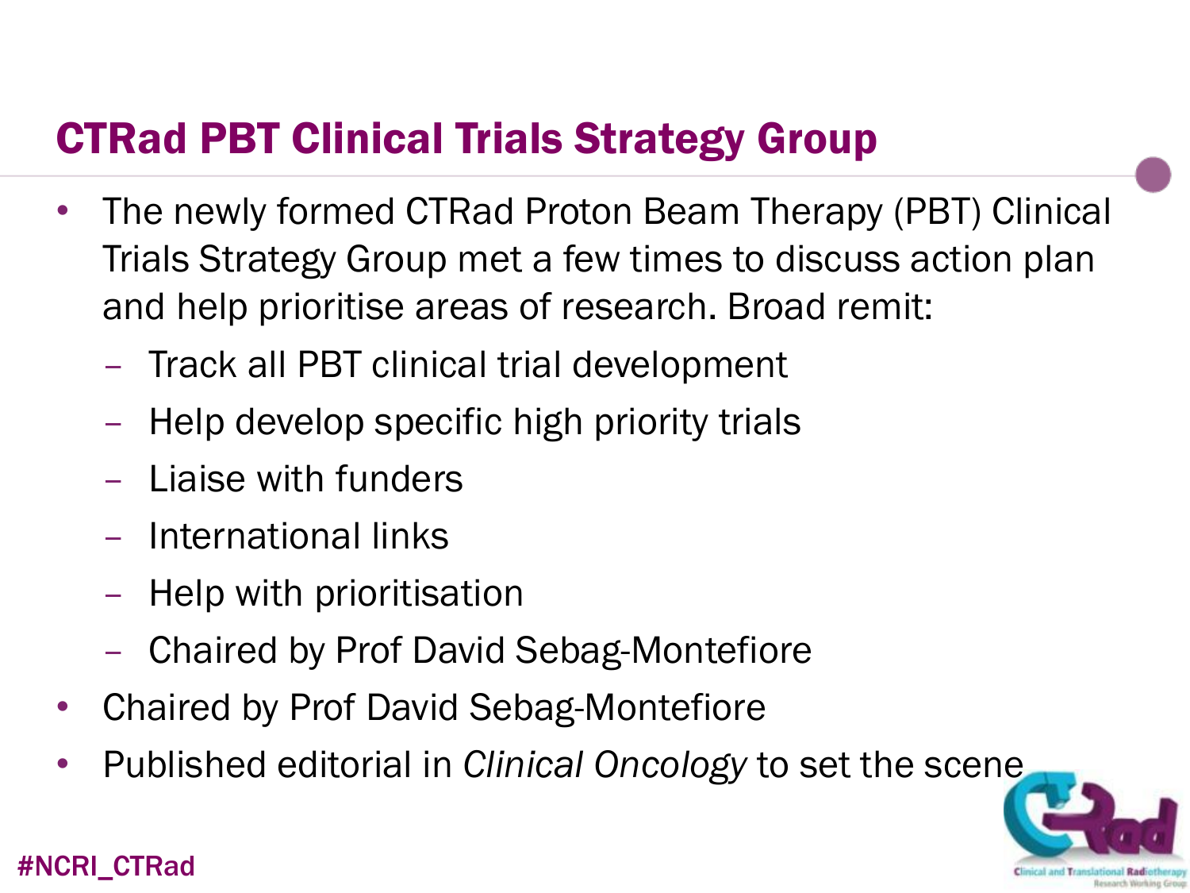# CTRad PBT Clinical Trials Strategy Group

- The newly formed CTRad Proton Beam Therapy (PBT) Clinical Trials Strategy Group met a few times to discuss action plan and help prioritise areas of research. Broad remit:
  - Track all PBT clinical trial development
  - Help develop specific high priority trials
  - Liaise with funders
  - International links
  - Help with prioritisation
  - Chaired by Prof David Sebag-Montefiore
- Chaired by Prof David Sebag-Montefiore
- Published editorial in *Clinical Oncology* to set the scene

#NCRI_CTRad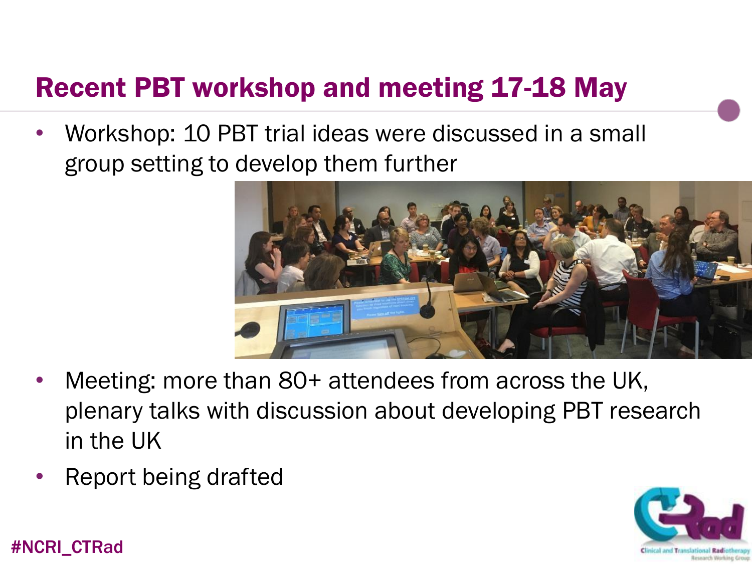# Recent PBT workshop and meeting 17-18 May

- Workshop: 10 PBT trial ideas were discussed in a small group setting to develop them further
- Meeting: more than 80+ attendees from across the UK, plenary talks with discussion about developing PBT research in the UK
- Report being drafted

#NCRI_CTRad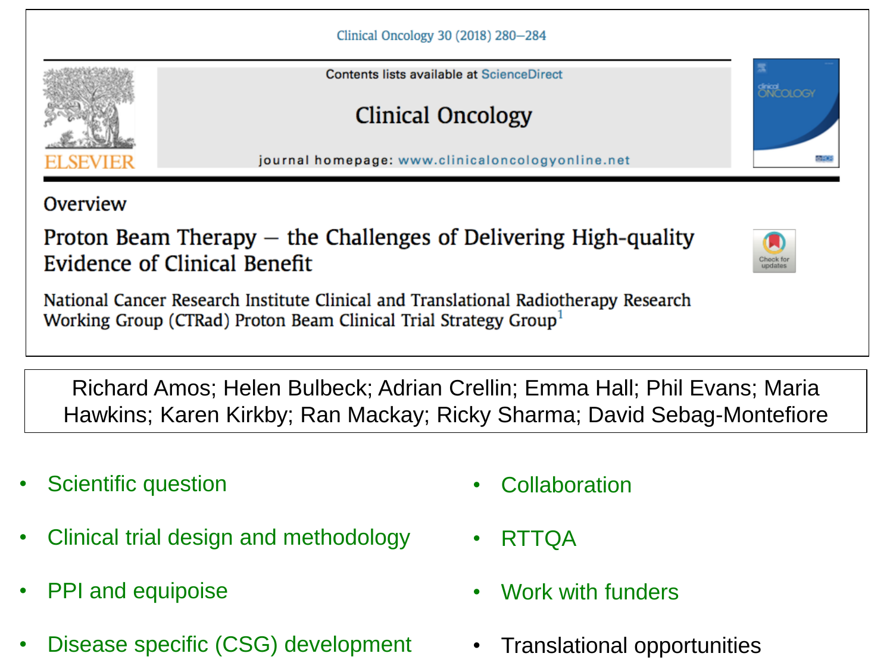Clinical Oncology 30 (2018) 280–284

Contents lists available at ScienceDirect

# Clinical Oncology

journal homepage: www.clinicaloncologyonline.net

Overview

## Proton Beam Therapy – the Challenges of Delivering High-quality Evidence of Clinical Benefit

National Cancer Research Institute Clinical and Translational Radiotherapy Research Working Group (CTRad) Proton Beam Clinical Trial Strategy Group[1]

Richard Amos; Helen Bulbeck; Adrian Crellin; Emma Hall; Phil Evans; Maria Hawkins; Karen Kirkby; Ran Mackay; Ricky Sharma; David Sebag-Montefiore

- Scientific question
- Clinical trial design and methodology
- PPI and equipoise
- Disease specific (CSG) development
- Collaboration
- RTTQA
- Work with funders
- Translational opportunities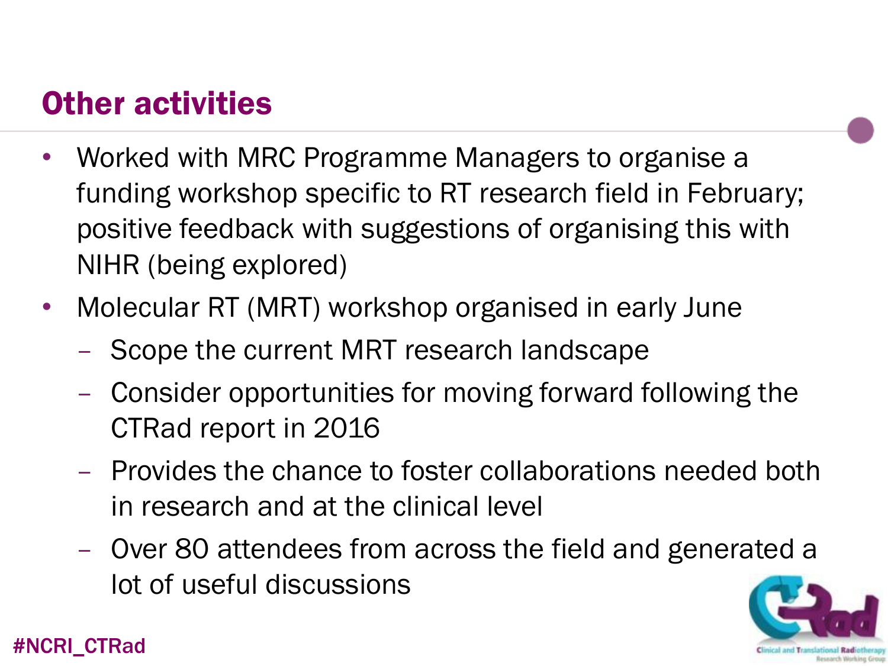## Other activities

- Worked with MRC Programme Managers to organise a funding workshop specific to RT research field in February; positive feedback with suggestions of organising this with NIHR (being explored)
- Molecular RT (MRT) workshop organised in early June
  - Scope the current MRT research landscape
  - Consider opportunities for moving forward following the CTRad report in 2016
  - Provides the chance to foster collaborations needed both in research and at the clinical level
  - Over 80 attendees from across the field and generated a lot of useful discussions

#NCRI_CTRad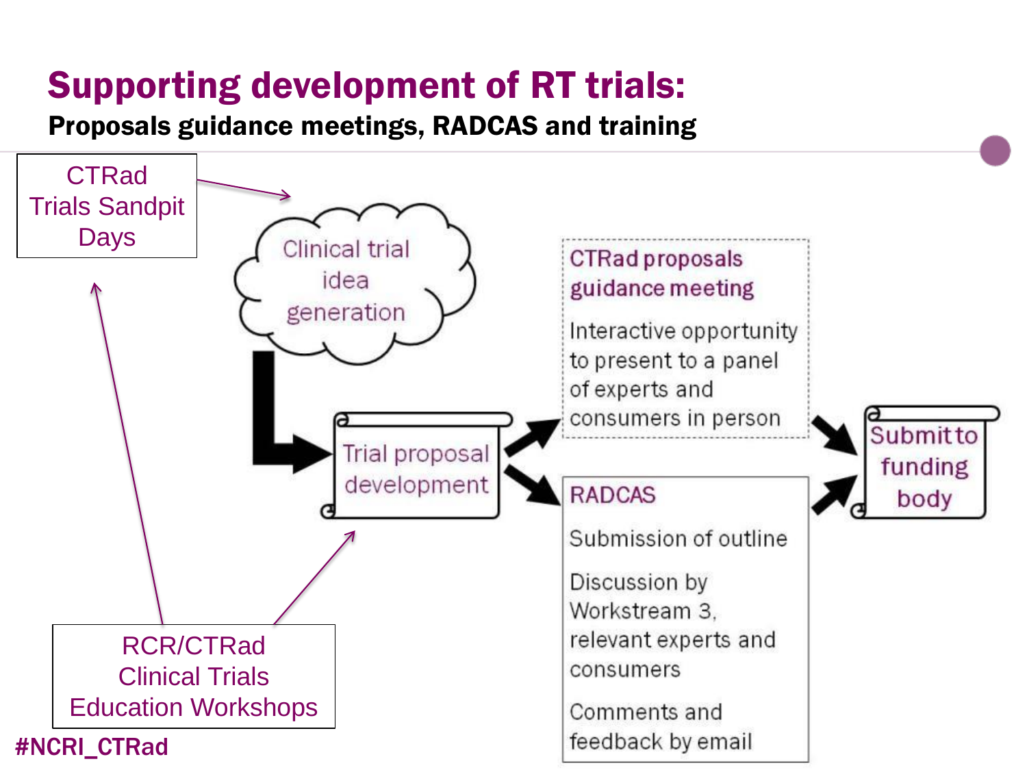# Supporting development of RT trials:

**Proposals guidance meetings, RADCAS and training**

CTRad Trials Sandpit Days

Clinical trial idea generation

Trial proposal development

**CTRad proposals guidance meeting**

Interactive opportunity to present to a panel of experts and consumers in person

**RADCAS**

Submission of outline

Discussion by Workstream 3, relevant experts and consumers

Comments and feedback by email

Submit to funding body

RCR/CTRad Clinical Trials Education Workshops

#NCRI_CTRad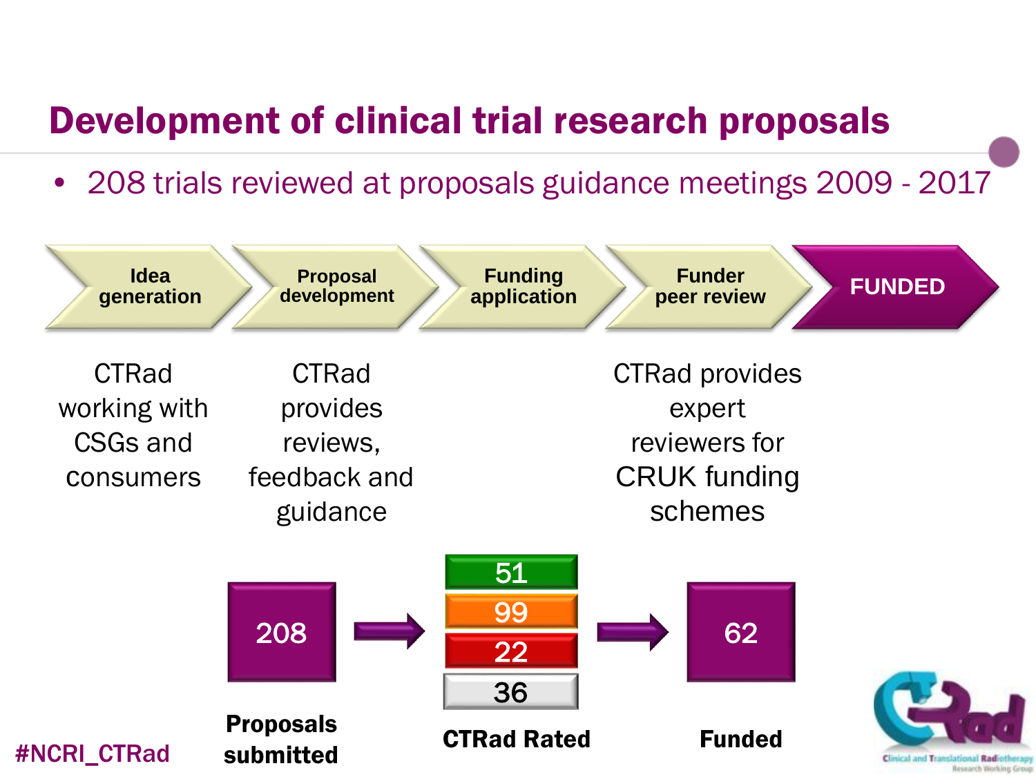# Development of clinical trial research proposals

- 208 trials reviewed at proposals guidance meetings 2009 - 2017

**Idea generation** → **Proposal development** → **Funding application** → **Funder peer review** → **FUNDED**

CTRad working with CSGs and consumers

CTRad provides reviews, feedback and guidance

CTRad provides expert reviewers for CRUK funding schemes

| Proposals submitted | CTRad Rated | Funded |
| --- | --- | --- |
| 208 | 51 / 99 / 22 / 36 | 62 |

#NCRI_CTRad

Clinical and Translational Radiotherapy Research Working Group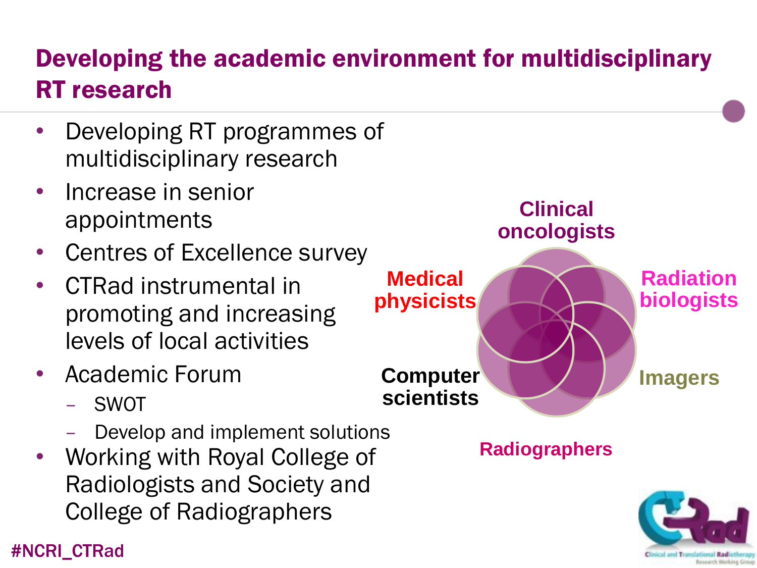# Developing the academic environment for multidisciplinary RT research

- Developing RT programmes of multidisciplinary research
- Increase in senior appointments
- Centres of Excellence survey
- CTRad instrumental in promoting and increasing levels of local activities
- Academic Forum
  - SWOT
  - Develop and implement solutions
- Working with Royal College of Radiologists and Society and College of Radiographers

Clinical oncologists

Radiation biologists

Imagers

Radiographers

Computer scientists

Medical physicists

#NCRI_CTRad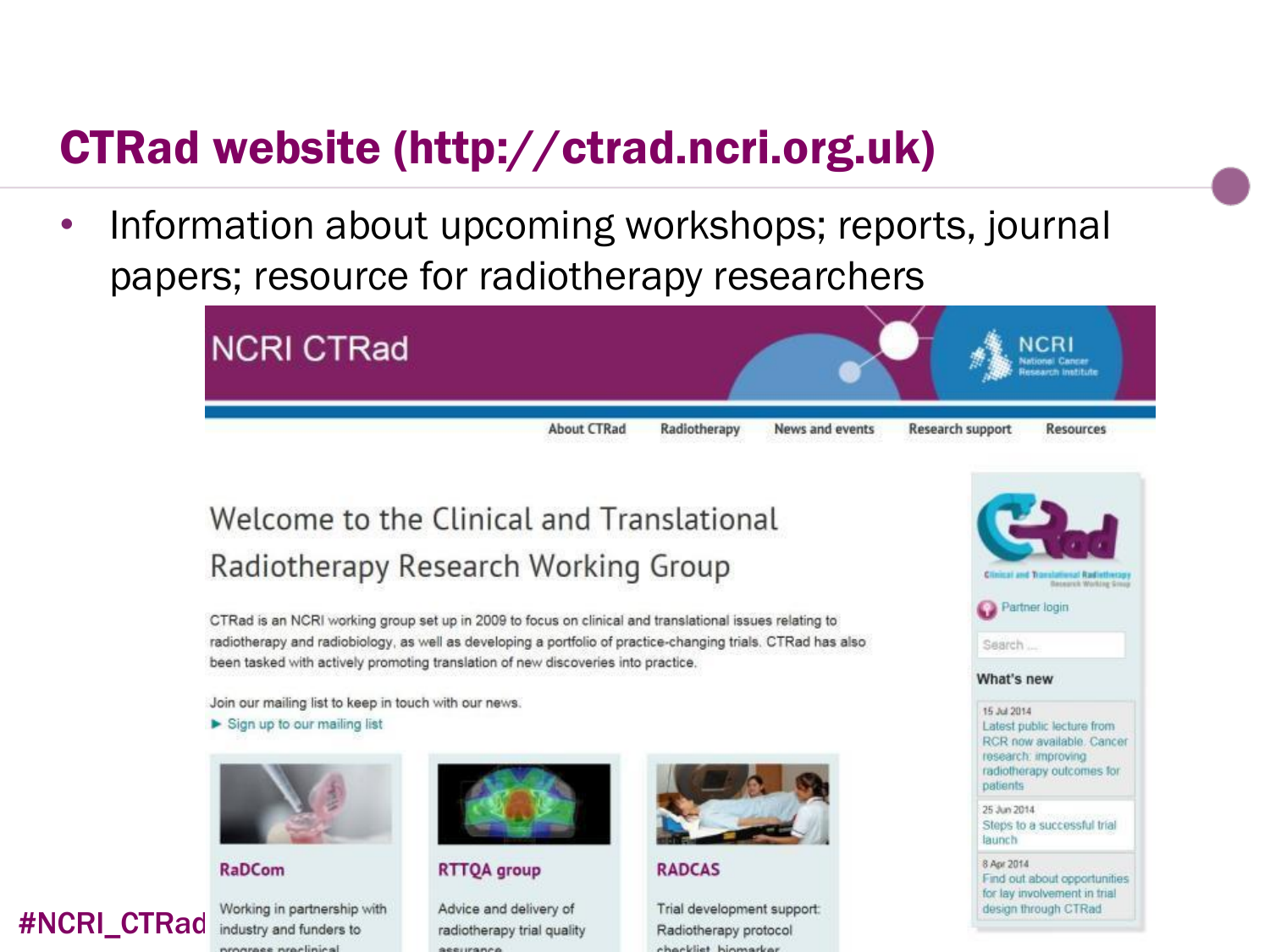# CTRad website (http://ctrad.ncri.org.uk)

- Information about upcoming workshops; reports, journal papers; resource for radiotherapy researchers

NCRI CTRad

About CTRad | Radiotherapy | News and events | Research support | Resources

## Welcome to the Clinical and Translational Radiotherapy Research Working Group

CTRad is an NCRI working group set up in 2009 to focus on clinical and translational issues relating to radiotherapy and radiobiology, as well as developing a portfolio of practice-changing trials. CTRad has also been tasked with actively promoting translation of new discoveries into practice.

Join our mailing list to keep in touch with our news.

► Sign up to our mailing list

**RaDCom**

Working in partnership with industry and funders to progress preclinical

**RTTQA group**

Advice and delivery of radiotherapy trial quality assurance

**RADCAS**

Trial development support: Radiotherapy protocol checklist, biomarker

Partner login

Search ...

**What's new**

15 Jul 2014
Latest public lecture from RCR now available. Cancer research: improving radiotherapy outcomes for patients

25 Jun 2014
Steps to a successful trial launch

8 Apr 2014
Find out about opportunities for lay involvement in trial design through CTRad

#NCRI_CTRad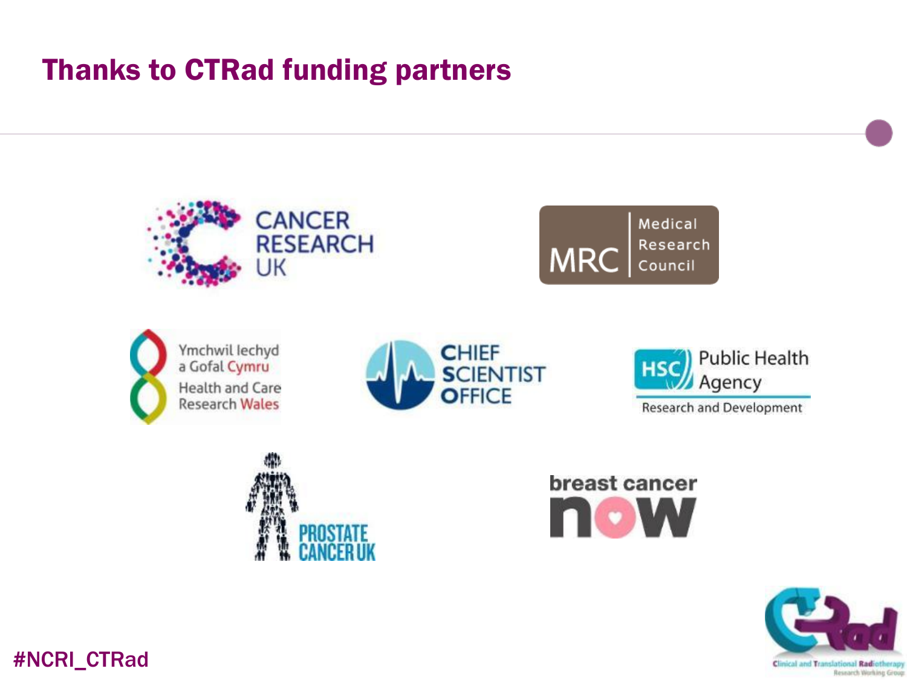# Thanks to CTRad funding partners

CANCER RESEARCH UK

MRC Medical Research Council

Ymchwil Iechyd a Gofal Cymru
Health and Care Research Wales

CHIEF SCIENTIST OFFICE

HSC Public Health Agency
Research and Development

PROSTATE CANCER UK

breast cancer now

Clinical and Translational Radiotherapy Research Working Group

#NCRI_CTRad